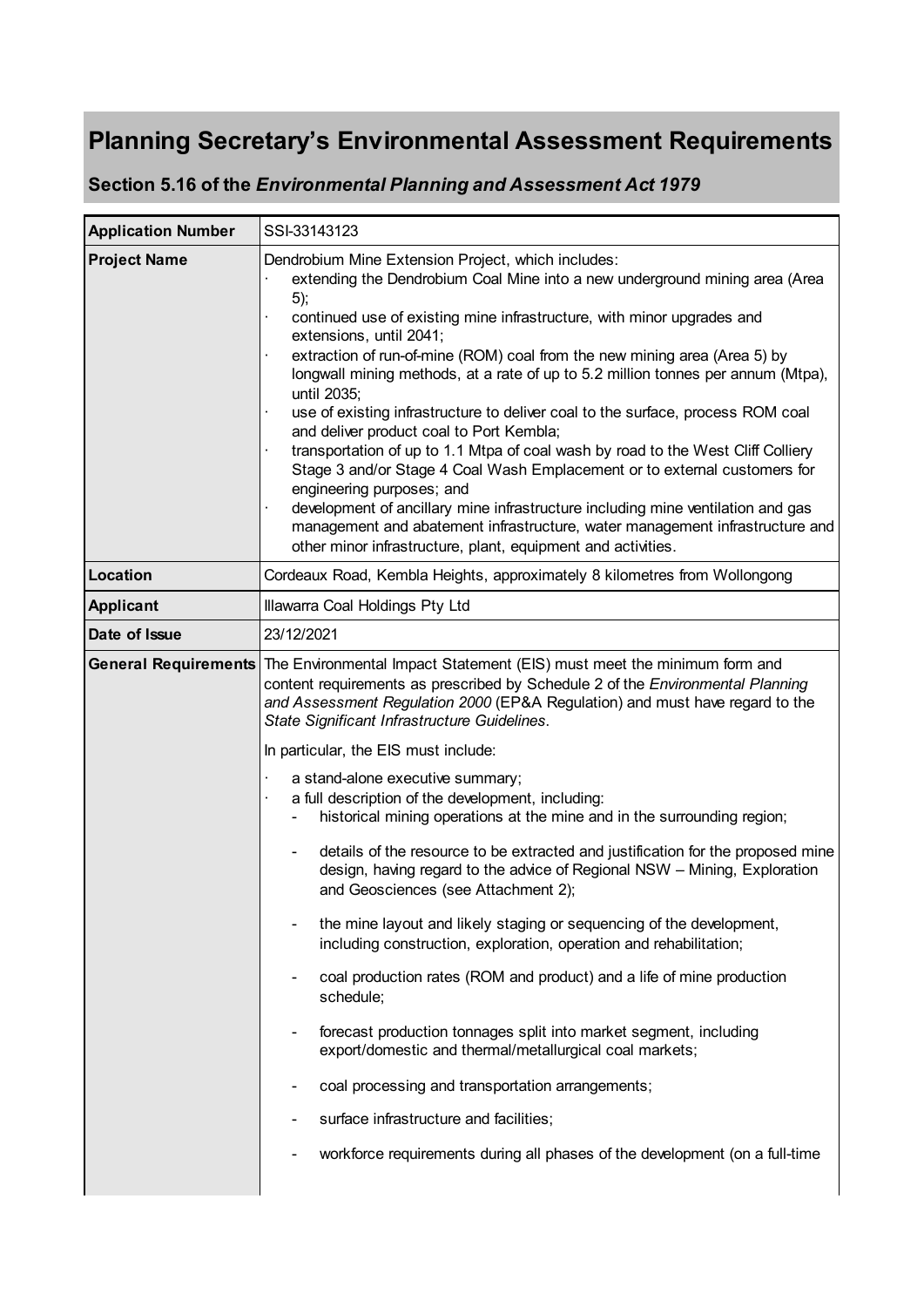# Planning Secretary's Environmental Assessment Requirements

## Section 5.16 of the *Environmental Planning and Assessment Act 1979*

| | |
|---|---|
| **Application Number** | SSI-33143123 |
| **Project Name** | Dendrobium Mine Extension Project, which includes:<br>· extending the Dendrobium Coal Mine into a new underground mining area (Area 5);<br>· continued use of existing mine infrastructure, with minor upgrades and extensions, until 2041;<br>· extraction of run-of-mine (ROM) coal from the new mining area (Area 5) by longwall mining methods, at a rate of up to 5.2 million tonnes per annum (Mtpa), until 2035;<br>· use of existing infrastructure to deliver coal to the surface, process ROM coal and deliver product coal to Port Kembla;<br>· transportation of up to 1.1 Mtpa of coal wash by road to the West Cliff Colliery Stage 3 and/or Stage 4 Coal Wash Emplacement or to external customers for engineering purposes; and<br>· development of ancillary mine infrastructure including mine ventilation and gas management and abatement infrastructure, water management infrastructure and other minor infrastructure, plant, equipment and activities. |
| **Location** | Cordeaux Road, Kembla Heights, approximately 8 kilometres from Wollongong |
| **Applicant** | Illawarra Coal Holdings Pty Ltd |
| **Date of Issue** | 23/12/2021 |
| **General Requirements** | The Environmental Impact Statement (EIS) must meet the minimum form and content requirements as prescribed by Schedule 2 of the *Environmental Planning and Assessment Regulation 2000* (EP&A Regulation) and must have regard to the *State Significant Infrastructure Guidelines*.<br><br>In particular, the EIS must include:<br>· a stand-alone executive summary;<br>· a full description of the development, including:<br>- historical mining operations at the mine and in the surrounding region;<br>- details of the resource to be extracted and justification for the proposed mine design, having regard to the advice of Regional NSW – Mining, Exploration and Geosciences (see Attachment 2);<br>- the mine layout and likely staging or sequencing of the development, including construction, exploration, operation and rehabilitation;<br>- coal production rates (ROM and product) and a life of mine production schedule;<br>- forecast production tonnages split into market segment, including export/domestic and thermal/metallurgical coal markets;<br>- coal processing and transportation arrangements;<br>- surface infrastructure and facilities;<br>- workforce requirements during all phases of the development (on a full-time |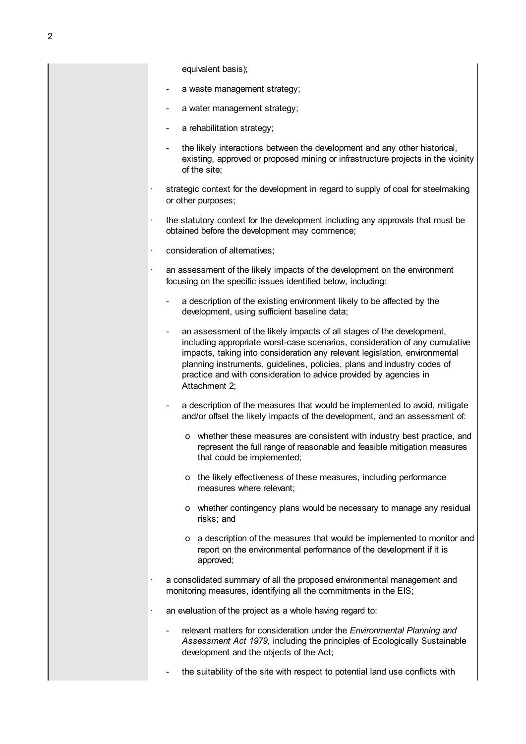equivalent basis);

  - a waste management strategy;
  - a water management strategy;
  - a rehabilitation strategy;
  - the likely interactions between the development and any other historical, existing, approved or proposed mining or infrastructure projects in the vicinity of the site;
- strategic context for the development in regard to supply of coal for steelmaking or other purposes;
- the statutory context for the development including any approvals that must be obtained before the development may commence;
- consideration of alternatives;
- an assessment of the likely impacts of the development on the environment focusing on the specific issues identified below, including:
  - a description of the existing environment likely to be affected by the development, using sufficient baseline data;
  - an assessment of the likely impacts of all stages of the development, including appropriate worst-case scenarios, consideration of any cumulative impacts, taking into consideration any relevant legislation, environmental planning instruments, guidelines, policies, plans and industry codes of practice and with consideration to advice provided by agencies in Attachment 2;
  - a description of the measures that would be implemented to avoid, mitigate and/or offset the likely impacts of the development, and an assessment of:
    - whether these measures are consistent with industry best practice, and represent the full range of reasonable and feasible mitigation measures that could be implemented;
    - the likely effectiveness of these measures, including performance measures where relevant;
    - whether contingency plans would be necessary to manage any residual risks; and
    - a description of the measures that would be implemented to monitor and report on the environmental performance of the development if it is approved;
- a consolidated summary of all the proposed environmental management and monitoring measures, identifying all the commitments in the EIS;
- an evaluation of the project as a whole having regard to:
  - relevant matters for consideration under the *Environmental Planning and Assessment Act 1979*, including the principles of Ecologically Sustainable development and the objects of the Act;
  - the suitability of the site with respect to potential land use conflicts with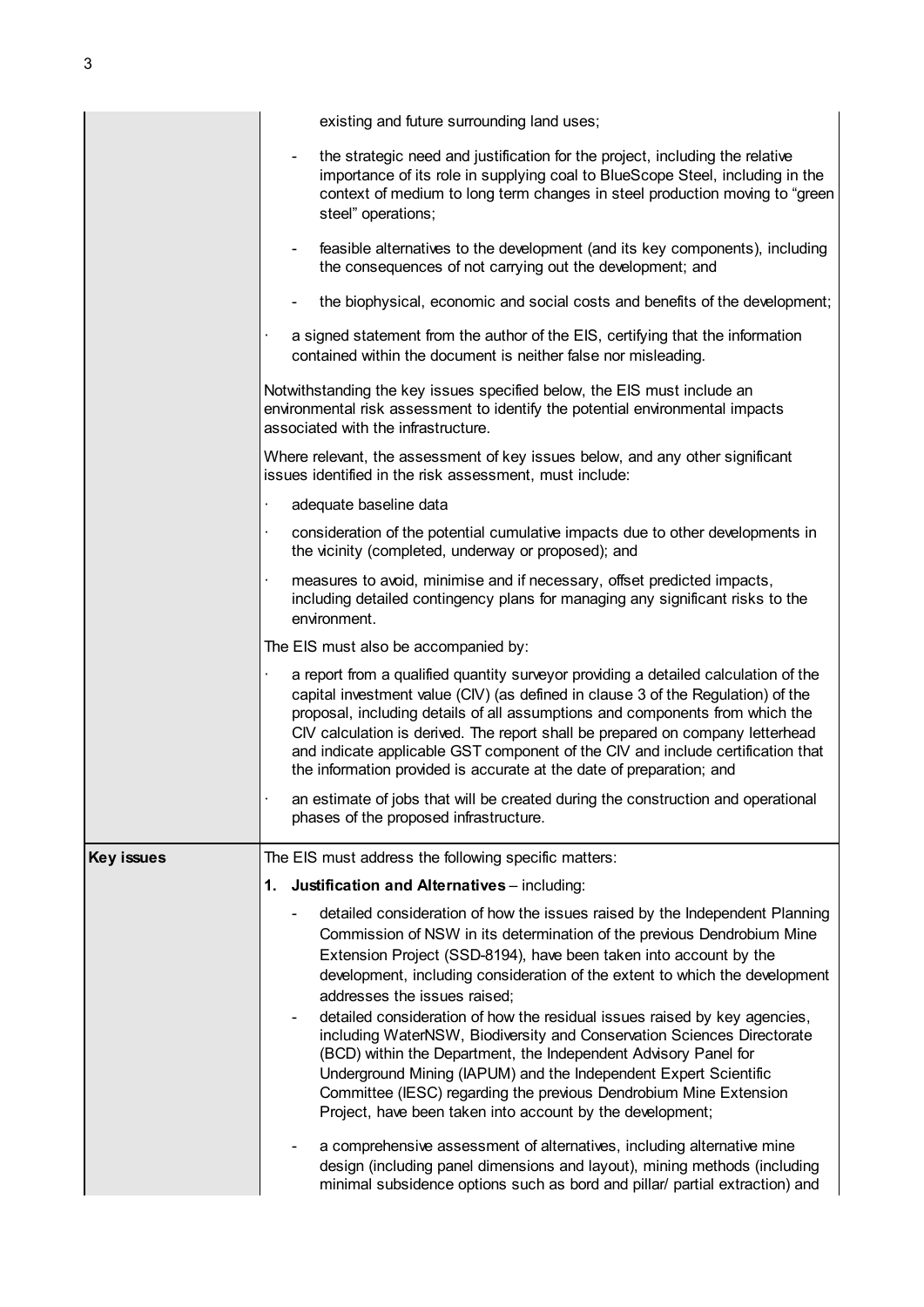| | |
|---|---|
| | existing and future surrounding land uses;<br><br>- the strategic need and justification for the project, including the relative importance of its role in supplying coal to BlueScope Steel, including in the context of medium to long term changes in steel production moving to "green steel" operations;<br>- feasible alternatives to the development (and its key components), including the consequences of not carrying out the development; and<br>- the biophysical, economic and social costs and benefits of the development;<br><br>· a signed statement from the author of the EIS, certifying that the information contained within the document is neither false nor misleading.<br><br>Notwithstanding the key issues specified below, the EIS must include an environmental risk assessment to identify the potential environmental impacts associated with the infrastructure.<br><br>Where relevant, the assessment of key issues below, and any other significant issues identified in the risk assessment, must include:<br><br>· adequate baseline data<br>· consideration of the potential cumulative impacts due to other developments in the vicinity (completed, underway or proposed); and<br>· measures to avoid, minimise and if necessary, offset predicted impacts, including detailed contingency plans for managing any significant risks to the environment.<br><br>The EIS must also be accompanied by:<br><br>· a report from a qualified quantity surveyor providing a detailed calculation of the capital investment value (CIV) (as defined in clause 3 of the Regulation) of the proposal, including details of all assumptions and components from which the CIV calculation is derived. The report shall be prepared on company letterhead and indicate applicable GST component of the CIV and include certification that the information provided is accurate at the date of preparation; and<br>· an estimate of jobs that will be created during the construction and operational phases of the proposed infrastructure. |
| **Key issues** | The EIS must address the following specific matters:<br><br>**1. Justification and Alternatives** – including:<br><br>- detailed consideration of how the issues raised by the Independent Planning Commission of NSW in its determination of the previous Dendrobium Mine Extension Project (SSD-8194), have been taken into account by the development, including consideration of the extent to which the development addresses the issues raised;<br>- detailed consideration of how the residual issues raised by key agencies, including WaterNSW, Biodiversity and Conservation Sciences Directorate (BCD) within the Department, the Independent Advisory Panel for Underground Mining (IAPUM) and the Independent Expert Scientific Committee (IESC) regarding the previous Dendrobium Mine Extension Project, have been taken into account by the development;<br>- a comprehensive assessment of alternatives, including alternative mine design (including panel dimensions and layout), mining methods (including minimal subsidence options such as bord and pillar/ partial extraction) and |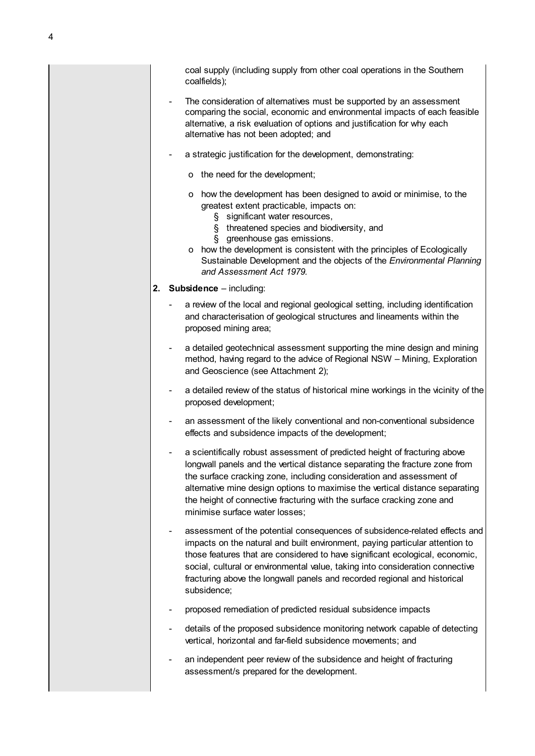coal supply (including supply from other coal operations in the Southern coalfields);

- The consideration of alternatives must be supported by an assessment comparing the social, economic and environmental impacts of each feasible alternative, a risk evaluation of options and justification for why each alternative has not been adopted; and
- a strategic justification for the development, demonstrating:
  - the need for the development;
  - how the development has been designed to avoid or minimise, to the greatest extent practicable, impacts on:
    - significant water resources,
    - threatened species and biodiversity, and
    - greenhouse gas emissions.
  - how the development is consistent with the principles of Ecologically Sustainable Development and the objects of the *Environmental Planning and Assessment Act 1979*.

2. **Subsidence** – including:

- a review of the local and regional geological setting, including identification and characterisation of geological structures and lineaments within the proposed mining area;
- a detailed geotechnical assessment supporting the mine design and mining method, having regard to the advice of Regional NSW – Mining, Exploration and Geoscience (see Attachment 2);
- a detailed review of the status of historical mine workings in the vicinity of the proposed development;
- an assessment of the likely conventional and non-conventional subsidence effects and subsidence impacts of the development;
- a scientifically robust assessment of predicted height of fracturing above longwall panels and the vertical distance separating the fracture zone from the surface cracking zone, including consideration and assessment of alternative mine design options to maximise the vertical distance separating the height of connective fracturing with the surface cracking zone and minimise surface water losses;
- assessment of the potential consequences of subsidence-related effects and impacts on the natural and built environment, paying particular attention to those features that are considered to have significant ecological, economic, social, cultural or environmental value, taking into consideration connective fracturing above the longwall panels and recorded regional and historical subsidence;
- proposed remediation of predicted residual subsidence impacts
- details of the proposed subsidence monitoring network capable of detecting vertical, horizontal and far-field subsidence movements; and
- an independent peer review of the subsidence and height of fracturing assessment/s prepared for the development.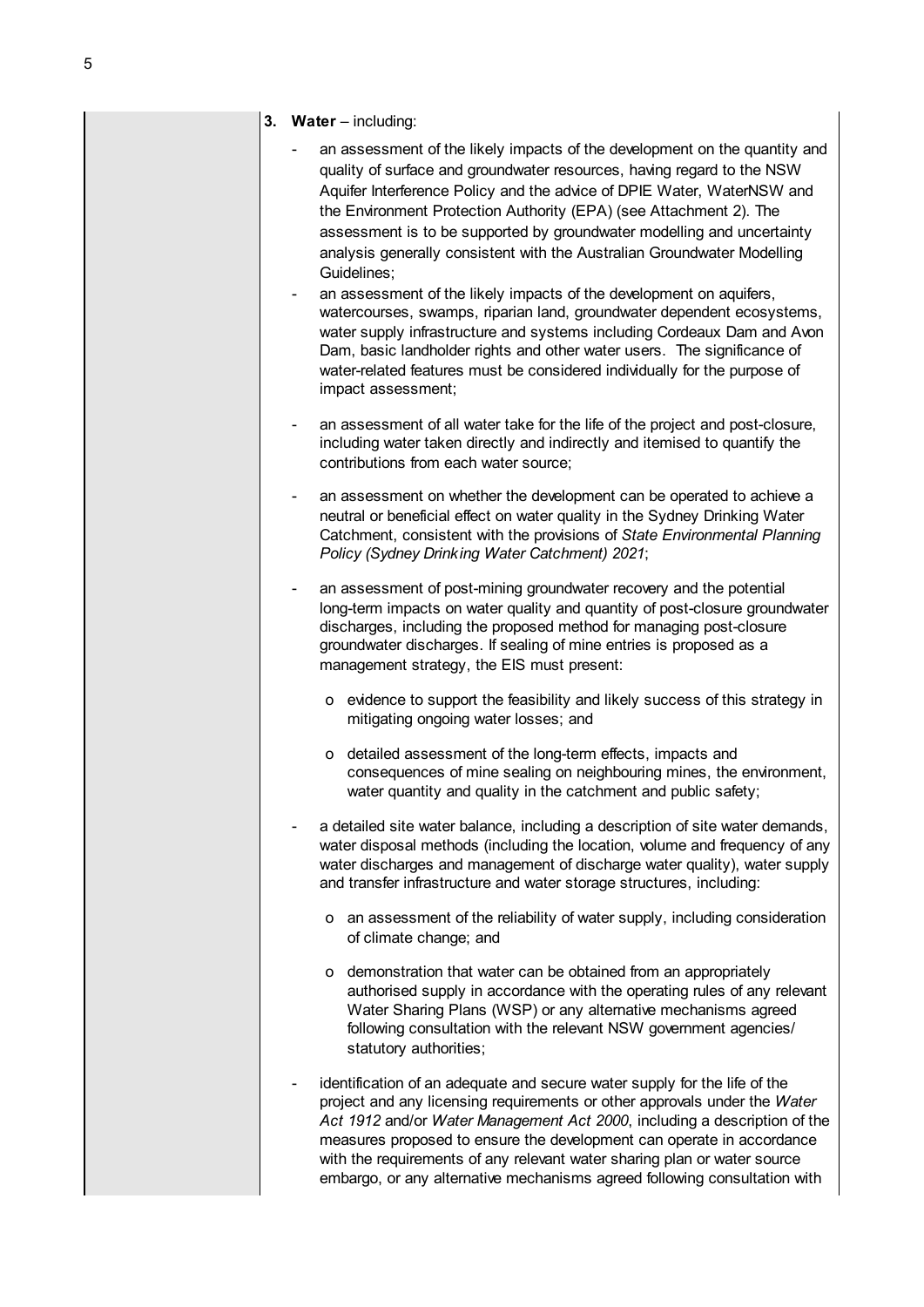3. **Water** – including:
   - an assessment of the likely impacts of the development on the quantity and quality of surface and groundwater resources, having regard to the NSW Aquifer Interference Policy and the advice of DPIE Water, WaterNSW and the Environment Protection Authority (EPA) (see Attachment 2). The assessment is to be supported by groundwater modelling and uncertainty analysis generally consistent with the Australian Groundwater Modelling Guidelines;
   - an assessment of the likely impacts of the development on aquifers, watercourses, swamps, riparian land, groundwater dependent ecosystems, water supply infrastructure and systems including Cordeaux Dam and Avon Dam, basic landholder rights and other water users. The significance of water-related features must be considered individually for the purpose of impact assessment;
   - an assessment of all water take for the life of the project and post-closure, including water taken directly and indirectly and itemised to quantify the contributions from each water source;
   - an assessment on whether the development can be operated to achieve a neutral or beneficial effect on water quality in the Sydney Drinking Water Catchment, consistent with the provisions of *State Environmental Planning Policy (Sydney Drinking Water Catchment) 2021*;
   - an assessment of post-mining groundwater recovery and the potential long-term impacts on water quality and quantity of post-closure groundwater discharges, including the proposed method for managing post-closure groundwater discharges. If sealing of mine entries is proposed as a management strategy, the EIS must present:
     - evidence to support the feasibility and likely success of this strategy in mitigating ongoing water losses; and
     - detailed assessment of the long-term effects, impacts and consequences of mine sealing on neighbouring mines, the environment, water quantity and quality in the catchment and public safety;
   - a detailed site water balance, including a description of site water demands, water disposal methods (including the location, volume and frequency of any water discharges and management of discharge water quality), water supply and transfer infrastructure and water storage structures, including:
     - an assessment of the reliability of water supply, including consideration of climate change; and
     - demonstration that water can be obtained from an appropriately authorised supply in accordance with the operating rules of any relevant Water Sharing Plans (WSP) or any alternative mechanisms agreed following consultation with the relevant NSW government agencies/ statutory authorities;
   - identification of an adequate and secure water supply for the life of the project and any licensing requirements or other approvals under the *Water Act 1912* and/or *Water Management Act 2000*, including a description of the measures proposed to ensure the development can operate in accordance with the requirements of any relevant water sharing plan or water source embargo, or any alternative mechanisms agreed following consultation with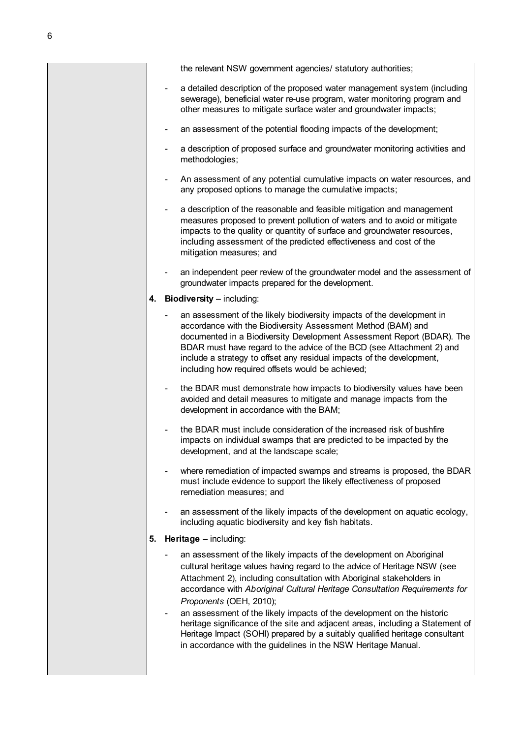the relevant NSW government agencies/ statutory authorities;

- a detailed description of the proposed water management system (including sewerage), beneficial water re-use program, water monitoring program and other measures to mitigate surface water and groundwater impacts;
- an assessment of the potential flooding impacts of the development;
- a description of proposed surface and groundwater monitoring activities and methodologies;
- An assessment of any potential cumulative impacts on water resources, and any proposed options to manage the cumulative impacts;
- a description of the reasonable and feasible mitigation and management measures proposed to prevent pollution of waters and to avoid or mitigate impacts to the quality or quantity of surface and groundwater resources, including assessment of the predicted effectiveness and cost of the mitigation measures; and
- an independent peer review of the groundwater model and the assessment of groundwater impacts prepared for the development.

4. **Biodiversity** – including:
   - an assessment of the likely biodiversity impacts of the development in accordance with the Biodiversity Assessment Method (BAM) and documented in a Biodiversity Development Assessment Report (BDAR). The BDAR must have regard to the advice of the BCD (see Attachment 2) and include a strategy to offset any residual impacts of the development, including how required offsets would be achieved;
   - the BDAR must demonstrate how impacts to biodiversity values have been avoided and detail measures to mitigate and manage impacts from the development in accordance with the BAM;
   - the BDAR must include consideration of the increased risk of bushfire impacts on individual swamps that are predicted to be impacted by the development, and at the landscape scale;
   - where remediation of impacted swamps and streams is proposed, the BDAR must include evidence to support the likely effectiveness of proposed remediation measures; and
   - an assessment of the likely impacts of the development on aquatic ecology, including aquatic biodiversity and key fish habitats.

5. **Heritage** – including:
   - an assessment of the likely impacts of the development on Aboriginal cultural heritage values having regard to the advice of Heritage NSW (see Attachment 2), including consultation with Aboriginal stakeholders in accordance with *Aboriginal Cultural Heritage Consultation Requirements for Proponents* (OEH, 2010);
   - an assessment of the likely impacts of the development on the historic heritage significance of the site and adjacent areas, including a Statement of Heritage Impact (SOHI) prepared by a suitably qualified heritage consultant in accordance with the guidelines in the NSW Heritage Manual.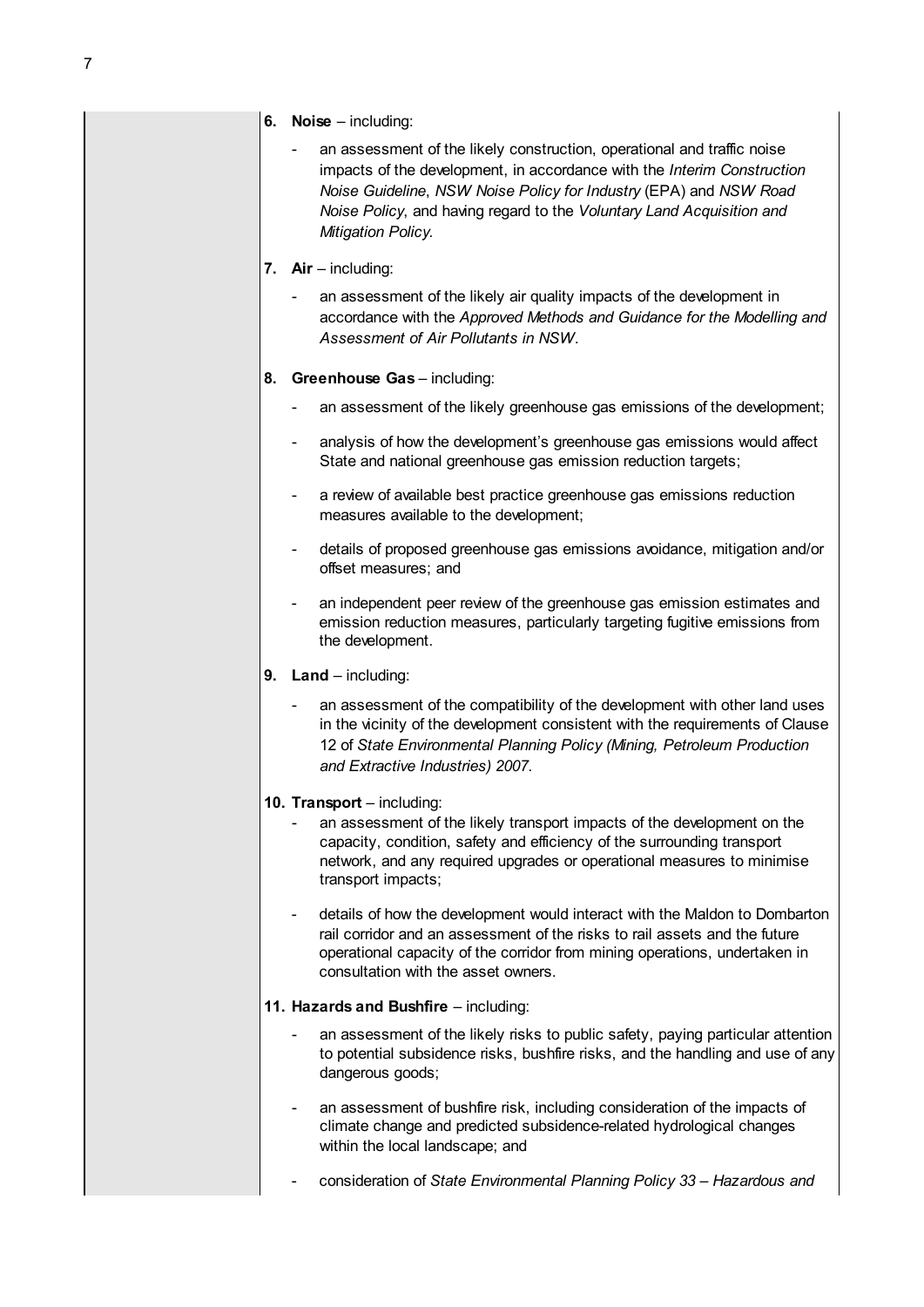6. **Noise** – including:
    - an assessment of the likely construction, operational and traffic noise impacts of the development, in accordance with the *Interim Construction Noise Guideline*, *NSW Noise Policy for Industry* (EPA) and *NSW Road Noise Policy*, and having regard to the *Voluntary Land Acquisition and Mitigation Policy.*

7. **Air** – including:
    - an assessment of the likely air quality impacts of the development in accordance with the *Approved Methods and Guidance for the Modelling and Assessment of Air Pollutants in NSW*.

8. **Greenhouse Gas** – including:
    - an assessment of the likely greenhouse gas emissions of the development;
    - analysis of how the development's greenhouse gas emissions would affect State and national greenhouse gas emission reduction targets;
    - a review of available best practice greenhouse gas emissions reduction measures available to the development;
    - details of proposed greenhouse gas emissions avoidance, mitigation and/or offset measures; and
    - an independent peer review of the greenhouse gas emission estimates and emission reduction measures, particularly targeting fugitive emissions from the development.

9. **Land** – including:
    - an assessment of the compatibility of the development with other land uses in the vicinity of the development consistent with the requirements of Clause 12 of *State Environmental Planning Policy (Mining, Petroleum Production and Extractive Industries) 2007*.

10. **Transport** – including:
    - an assessment of the likely transport impacts of the development on the capacity, condition, safety and efficiency of the surrounding transport network, and any required upgrades or operational measures to minimise transport impacts;
    - details of how the development would interact with the Maldon to Dombarton rail corridor and an assessment of the risks to rail assets and the future operational capacity of the corridor from mining operations, undertaken in consultation with the asset owners.

11. **Hazards and Bushfire** – including:
    - an assessment of the likely risks to public safety, paying particular attention to potential subsidence risks, bushfire risks, and the handling and use of any dangerous goods;
    - an assessment of bushfire risk, including consideration of the impacts of climate change and predicted subsidence-related hydrological changes within the local landscape; and
    - consideration of *State Environmental Planning Policy 33 – Hazardous and*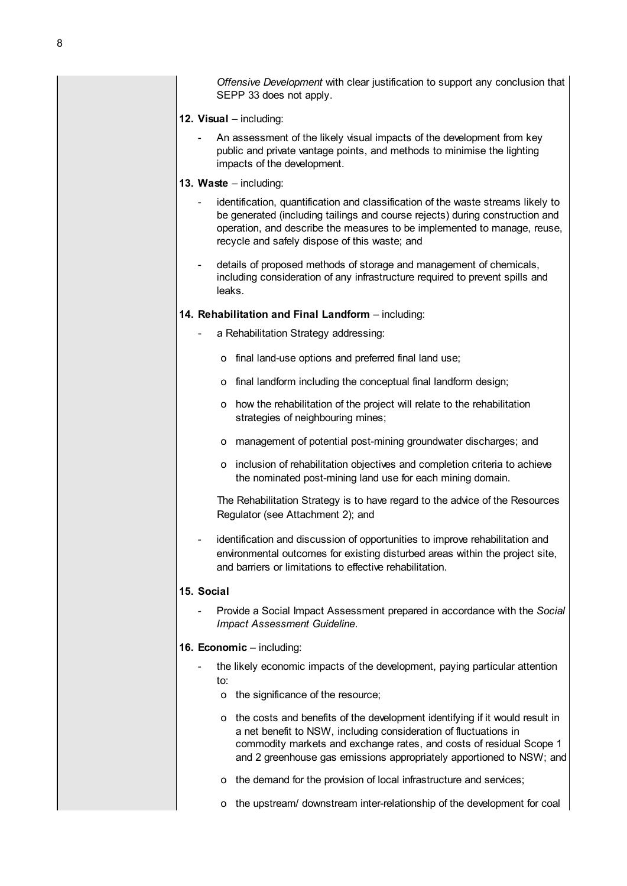*Offensive Development* with clear justification to support any conclusion that SEPP 33 does not apply.

**12. Visual** – including:

- An assessment of the likely visual impacts of the development from key public and private vantage points, and methods to minimise the lighting impacts of the development.

**13. Waste** – including:

- identification, quantification and classification of the waste streams likely to be generated (including tailings and course rejects) during construction and operation, and describe the measures to be implemented to manage, reuse, recycle and safely dispose of this waste; and
- details of proposed methods of storage and management of chemicals, including consideration of any infrastructure required to prevent spills and leaks.

**14. Rehabilitation and Final Landform** – including:

- a Rehabilitation Strategy addressing:
  - final land-use options and preferred final land use;
  - final landform including the conceptual final landform design;
  - how the rehabilitation of the project will relate to the rehabilitation strategies of neighbouring mines;
  - management of potential post-mining groundwater discharges; and
  - inclusion of rehabilitation objectives and completion criteria to achieve the nominated post-mining land use for each mining domain.

  The Rehabilitation Strategy is to have regard to the advice of the Resources Regulator (see Attachment 2); and
- identification and discussion of opportunities to improve rehabilitation and environmental outcomes for existing disturbed areas within the project site, and barriers or limitations to effective rehabilitation.

**15. Social**

- Provide a Social Impact Assessment prepared in accordance with the *Social Impact Assessment Guideline*.

**16. Economic** – including:

- the likely economic impacts of the development, paying particular attention to:
  - the significance of the resource;
  - the costs and benefits of the development identifying if it would result in a net benefit to NSW, including consideration of fluctuations in commodity markets and exchange rates, and costs of residual Scope 1 and 2 greenhouse gas emissions appropriately apportioned to NSW; and
  - the demand for the provision of local infrastructure and services;
  - the upstream/ downstream inter-relationship of the development for coal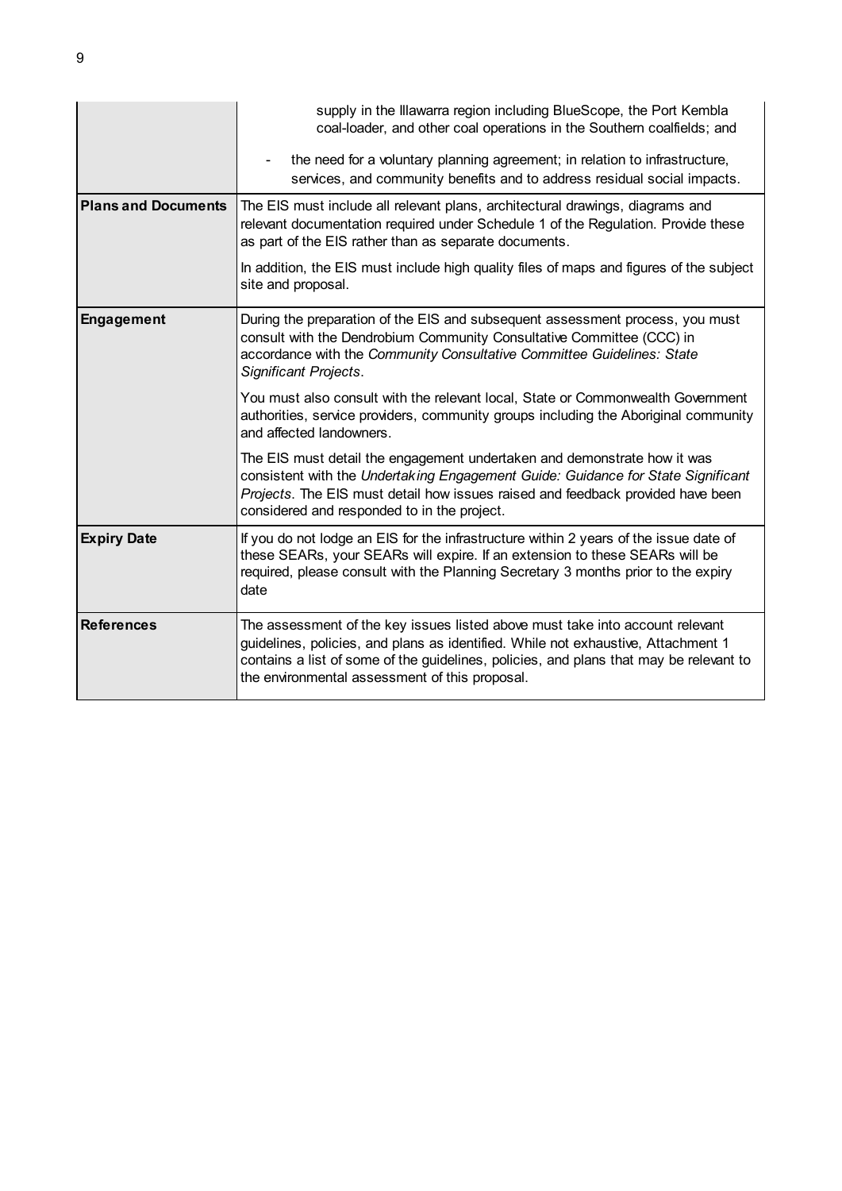| | |
|---|---|
| | supply in the Illawarra region including BlueScope, the Port Kembla coal-loader, and other coal operations in the Southern coalfields; and<br>- the need for a voluntary planning agreement; in relation to infrastructure, services, and community benefits and to address residual social impacts. |
| **Plans and Documents** | The EIS must include all relevant plans, architectural drawings, diagrams and relevant documentation required under Schedule 1 of the Regulation. Provide these as part of the EIS rather than as separate documents.<br><br>In addition, the EIS must include high quality files of maps and figures of the subject site and proposal. |
| **Engagement** | During the preparation of the EIS and subsequent assessment process, you must consult with the Dendrobium Community Consultative Committee (CCC) in accordance with the *Community Consultative Committee Guidelines: State Significant Projects*.<br><br>You must also consult with the relevant local, State or Commonwealth Government authorities, service providers, community groups including the Aboriginal community and affected landowners.<br><br>The EIS must detail the engagement undertaken and demonstrate how it was consistent with the *Undertaking Engagement Guide: Guidance for State Significant Projects*. The EIS must detail how issues raised and feedback provided have been considered and responded to in the project. |
| **Expiry Date** | If you do not lodge an EIS for the infrastructure within 2 years of the issue date of these SEARs, your SEARs will expire. If an extension to these SEARs will be required, please consult with the Planning Secretary 3 months prior to the expiry date |
| **References** | The assessment of the key issues listed above must take into account relevant guidelines, policies, and plans as identified. While not exhaustive, Attachment 1 contains a list of some of the guidelines, policies, and plans that may be relevant to the environmental assessment of this proposal. |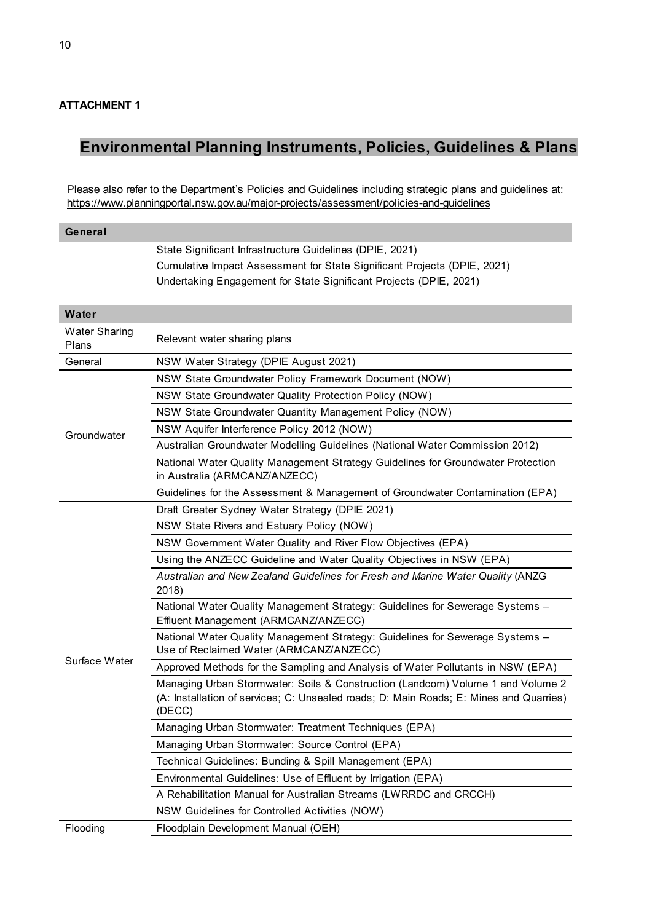**ATTACHMENT 1**

# Environmental Planning Instruments, Policies, Guidelines & Plans

Please also refer to the Department's Policies and Guidelines including strategic plans and guidelines at: https://www.planningportal.nsw.gov.au/major-projects/assessment/policies-and-guidelines

| **General** | |
|---|---|
| | State Significant Infrastructure Guidelines (DPIE, 2021) |
| | Cumulative Impact Assessment for State Significant Projects (DPIE, 2021) |
| | Undertaking Engagement for State Significant Projects (DPIE, 2021) |

| **Water** | |
|---|---|
| Water Sharing Plans | Relevant water sharing plans |
| General | NSW Water Strategy (DPIE August 2021) |
| Groundwater | NSW State Groundwater Policy Framework Document (NOW) |
| | NSW State Groundwater Quality Protection Policy (NOW) |
| | NSW State Groundwater Quantity Management Policy (NOW) |
| | NSW Aquifer Interference Policy 2012 (NOW) |
| | Australian Groundwater Modelling Guidelines (National Water Commission 2012) |
| | National Water Quality Management Strategy Guidelines for Groundwater Protection in Australia (ARMCANZ/ANZECC) |
| | Guidelines for the Assessment & Management of Groundwater Contamination (EPA) |
| Surface Water | Draft Greater Sydney Water Strategy (DPIE 2021) |
| | NSW State Rivers and Estuary Policy (NOW) |
| | NSW Government Water Quality and River Flow Objectives (EPA) |
| | Using the ANZECC Guideline and Water Quality Objectives in NSW (EPA) |
| | *Australian and New Zealand Guidelines for Fresh and Marine Water Quality* (ANZG 2018) |
| | National Water Quality Management Strategy: Guidelines for Sewerage Systems – Effluent Management (ARMCANZ/ANZECC) |
| | National Water Quality Management Strategy: Guidelines for Sewerage Systems – Use of Reclaimed Water (ARMCANZ/ANZECC) |
| | Approved Methods for the Sampling and Analysis of Water Pollutants in NSW (EPA) |
| | Managing Urban Stormwater: Soils & Construction (Landcom) Volume 1 and Volume 2 (A: Installation of services; C: Unsealed roads; D: Main Roads; E: Mines and Quarries) (DECC) |
| | Managing Urban Stormwater: Treatment Techniques (EPA) |
| | Managing Urban Stormwater: Source Control (EPA) |
| | Technical Guidelines: Bunding & Spill Management (EPA) |
| | Environmental Guidelines: Use of Effluent by Irrigation (EPA) |
| | A Rehabilitation Manual for Australian Streams (LWRRDC and CRCCH) |
| | NSW Guidelines for Controlled Activities (NOW) |
| Flooding | Floodplain Development Manual (OEH) |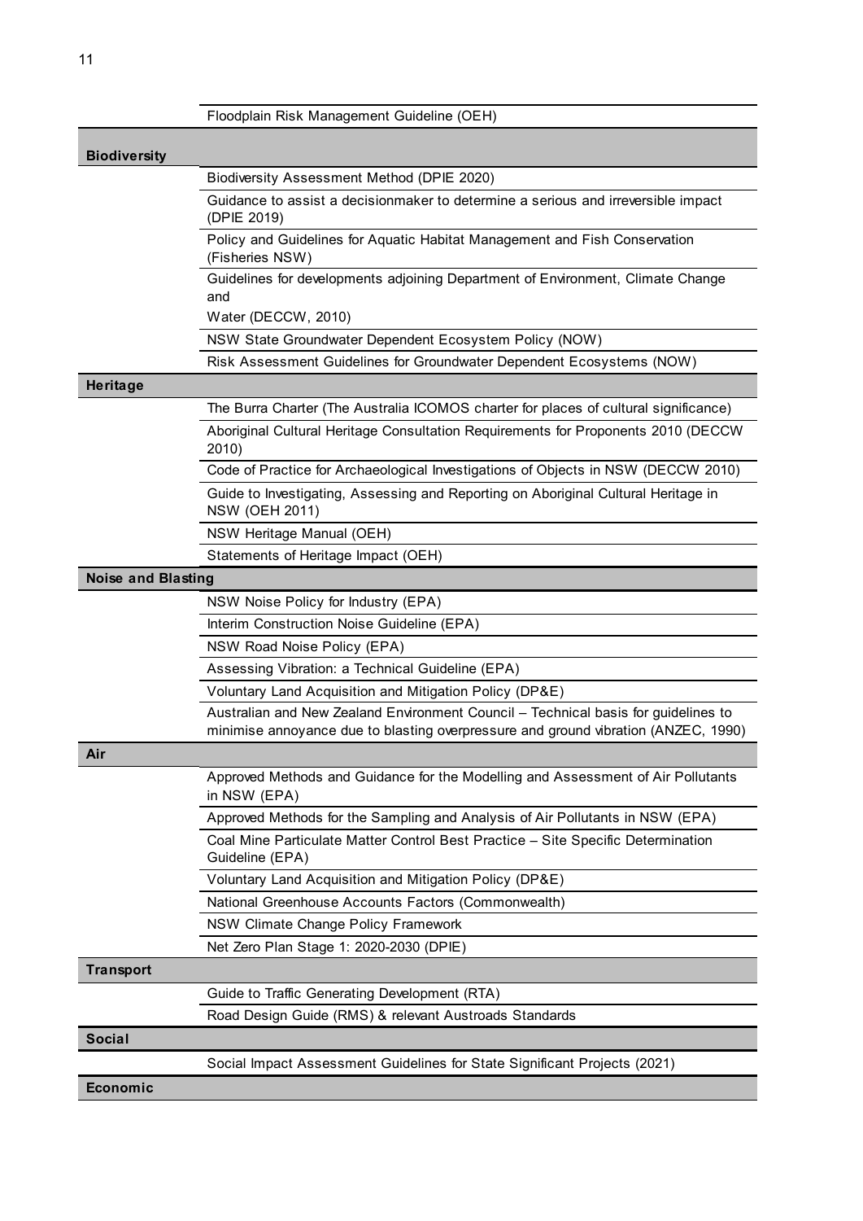| | |
|---|---|
| | Floodplain Risk Management Guideline (OEH) |
| **Biodiversity** | |
| | Biodiversity Assessment Method (DPIE 2020) |
| | Guidance to assist a decisionmaker to determine a serious and irreversible impact (DPIE 2019) |
| | Policy and Guidelines for Aquatic Habitat Management and Fish Conservation (Fisheries NSW) |
| | Guidelines for developments adjoining Department of Environment, Climate Change and Water (DECCW, 2010) |
| | NSW State Groundwater Dependent Ecosystem Policy (NOW) |
| | Risk Assessment Guidelines for Groundwater Dependent Ecosystems (NOW) |
| **Heritage** | |
| | The Burra Charter (The Australia ICOMOS charter for places of cultural significance) |
| | Aboriginal Cultural Heritage Consultation Requirements for Proponents 2010 (DECCW 2010) |
| | Code of Practice for Archaeological Investigations of Objects in NSW (DECCW 2010) |
| | Guide to Investigating, Assessing and Reporting on Aboriginal Cultural Heritage in NSW (OEH 2011) |
| | NSW Heritage Manual (OEH) |
| | Statements of Heritage Impact (OEH) |
| **Noise and Blasting** | |
| | NSW Noise Policy for Industry (EPA) |
| | Interim Construction Noise Guideline (EPA) |
| | NSW Road Noise Policy (EPA) |
| | Assessing Vibration: a Technical Guideline (EPA) |
| | Voluntary Land Acquisition and Mitigation Policy (DP&E) |
| | Australian and New Zealand Environment Council – Technical basis for guidelines to minimise annoyance due to blasting overpressure and ground vibration (ANZEC, 1990) |
| **Air** | |
| | Approved Methods and Guidance for the Modelling and Assessment of Air Pollutants in NSW (EPA) |
| | Approved Methods for the Sampling and Analysis of Air Pollutants in NSW (EPA) |
| | Coal Mine Particulate Matter Control Best Practice – Site Specific Determination Guideline (EPA) |
| | Voluntary Land Acquisition and Mitigation Policy (DP&E) |
| | National Greenhouse Accounts Factors (Commonwealth) |
| | NSW Climate Change Policy Framework |
| | Net Zero Plan Stage 1: 2020-2030 (DPIE) |
| **Transport** | |
| | Guide to Traffic Generating Development (RTA) |
| | Road Design Guide (RMS) & relevant Austroads Standards |
| **Social** | |
| | Social Impact Assessment Guidelines for State Significant Projects (2021) |
| **Economic** | |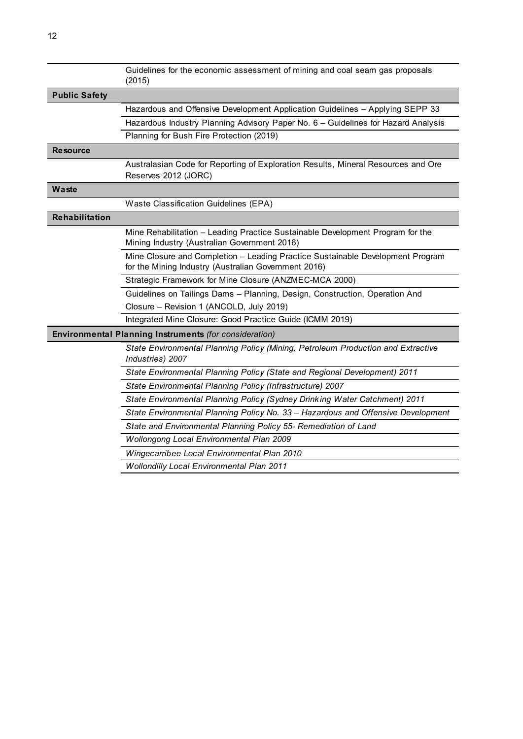| | |
|---|---|
| | Guidelines for the economic assessment of mining and coal seam gas proposals (2015) |
| **Public Safety** | |
| | Hazardous and Offensive Development Application Guidelines – Applying SEPP 33 |
| | Hazardous Industry Planning Advisory Paper No. 6 – Guidelines for Hazard Analysis |
| | Planning for Bush Fire Protection (2019) |
| **Resource** | |
| | Australasian Code for Reporting of Exploration Results, Mineral Resources and Ore Reserves 2012 (JORC) |
| **Waste** | |
| | Waste Classification Guidelines (EPA) |
| **Rehabilitation** | |
| | Mine Rehabilitation – Leading Practice Sustainable Development Program for the Mining Industry (Australian Government 2016) |
| | Mine Closure and Completion – Leading Practice Sustainable Development Program for the Mining Industry (Australian Government 2016) |
| | Strategic Framework for Mine Closure (ANZMEC-MCA 2000) |
| | Guidelines on Tailings Dams – Planning, Design, Construction, Operation And Closure – Revision 1 (ANCOLD, July 2019) |
| | Integrated Mine Closure: Good Practice Guide (ICMM 2019) |
| **Environmental Planning Instruments** *(for consideration)* | |
| | *State Environmental Planning Policy (Mining, Petroleum Production and Extractive Industries) 2007* |
| | *State Environmental Planning Policy (State and Regional Development) 2011* |
| | *State Environmental Planning Policy (Infrastructure) 2007* |
| | *State Environmental Planning Policy (Sydney Drinking Water Catchment) 2011* |
| | *State Environmental Planning Policy No. 33 – Hazardous and Offensive Development* |
| | *State and Environmental Planning Policy 55- Remediation of Land* |
| | *Wollongong Local Environmental Plan 2009* |
| | *Wingecarribee Local Environmental Plan 2010* |
| | *Wollondilly Local Environmental Plan 2011* |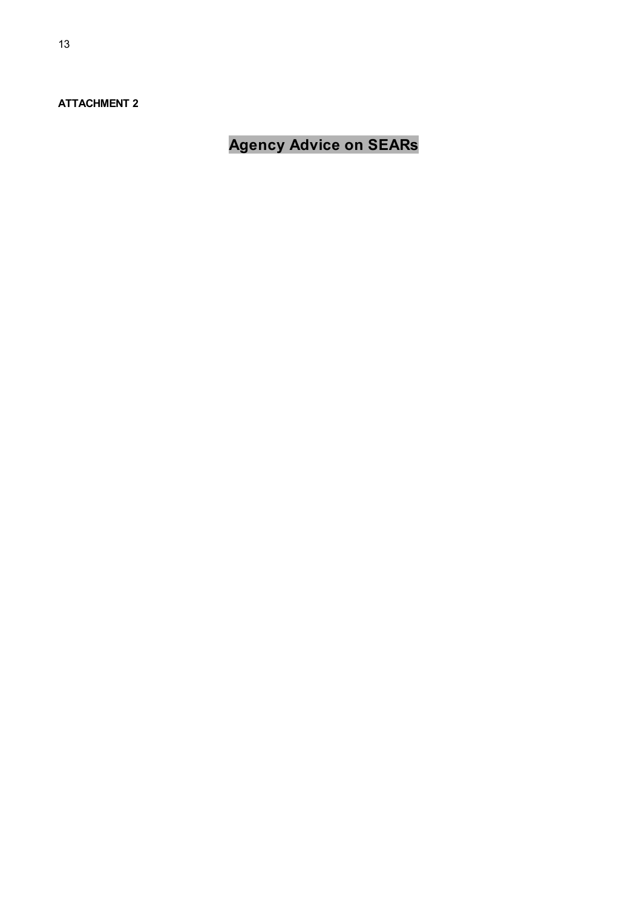**ATTACHMENT 2**

# Agency Advice on SEARs